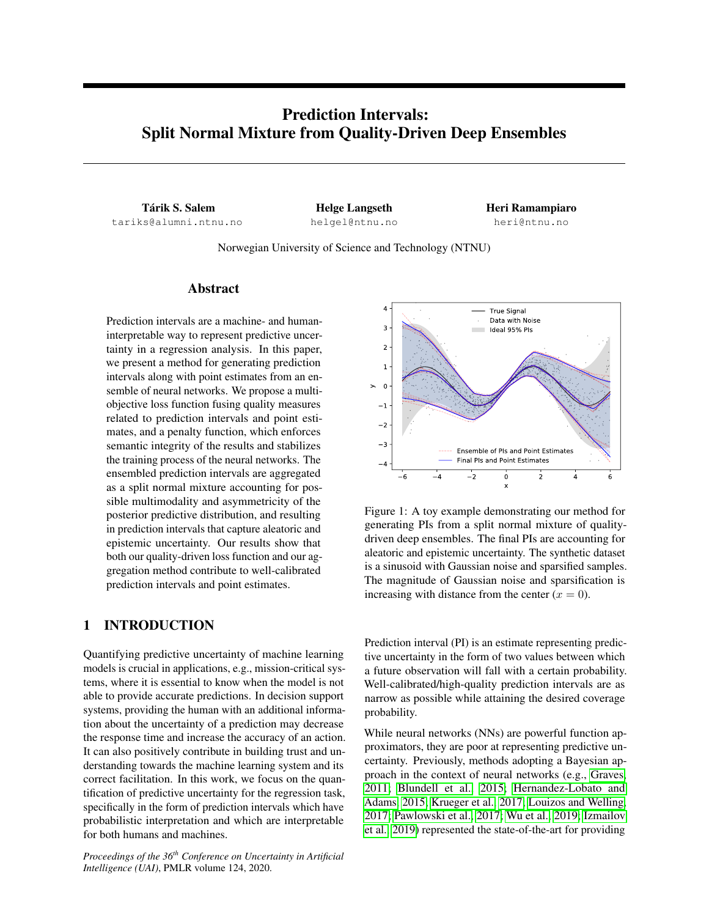# Prediction Intervals: Split Normal Mixture from Quality-Driven Deep Ensembles

**Tárik S. Salem**
tariks@alumni.ntnu.no

**Helge Langseth**
helgel@ntnu.no

**Heri Ramampiaro**
heri@ntnu.no

Norwegian University of Science and Technology (NTNU)

## Abstract

Prediction intervals are a machine- and human-interpretable way to represent predictive uncertainty in a regression analysis. In this paper, we present a method for generating prediction intervals along with point estimates from an ensemble of neural networks. We propose a multi-objective loss function fusing quality measures related to prediction intervals and point estimates, and a penalty function, which enforces semantic integrity of the results and stabilizes the training process of the neural networks. The ensembled prediction intervals are aggregated as a split normal mixture accounting for possible multimodality and asymmetricity of the posterior predictive distribution, and resulting in prediction intervals that capture aleatoric and epistemic uncertainty. Our results show that both our quality-driven loss function and our aggregation method contribute to well-calibrated prediction intervals and point estimates.

Figure 1: A toy example demonstrating our method for generating PIs from a split normal mixture of quality-driven deep ensembles. The final PIs are accounting for aleatoric and epistemic uncertainty. The synthetic dataset is a sinusoid with Gaussian noise and sparsified samples. The magnitude of Gaussian noise and sparsification is increasing with distance from the center ($x = 0$).

## 1 INTRODUCTION

Quantifying predictive uncertainty of machine learning models is crucial in applications, e.g., mission-critical systems, where it is essential to know when the model is not able to provide accurate predictions. In decision support systems, providing the human with an additional information about the uncertainty of a prediction may decrease the response time and increase the accuracy of an action. It can also positively contribute in building trust and understanding towards the machine learning system and its correct facilitation. In this work, we focus on the quantification of predictive uncertainty for the regression task, specifically in the form of prediction intervals which have probabilistic interpretation and which are interpretable for both humans and machines.

Prediction interval (PI) is an estimate representing predictive uncertainty in the form of two values between which a future observation will fall with a certain probability. Well-calibrated/high-quality prediction intervals are as narrow as possible while attaining the desired coverage probability.

While neural networks (NNs) are powerful function approximators, they are poor at representing predictive uncertainty. Previously, methods adopting a Bayesian approach in the context of neural networks (e.g., Graves, 2011; Blundell et al., 2015; Hernandez-Lobato and Adams, 2015; Krueger et al., 2017; Louizos and Welling, 2017; Pawlowski et al., 2017; Wu et al., 2019; Izmailov et al., 2019) represented the state-of-the-art for providing

*Proceedings of the 36th Conference on Uncertainty in Artificial Intelligence (UAI)*, PMLR volume 124, 2020.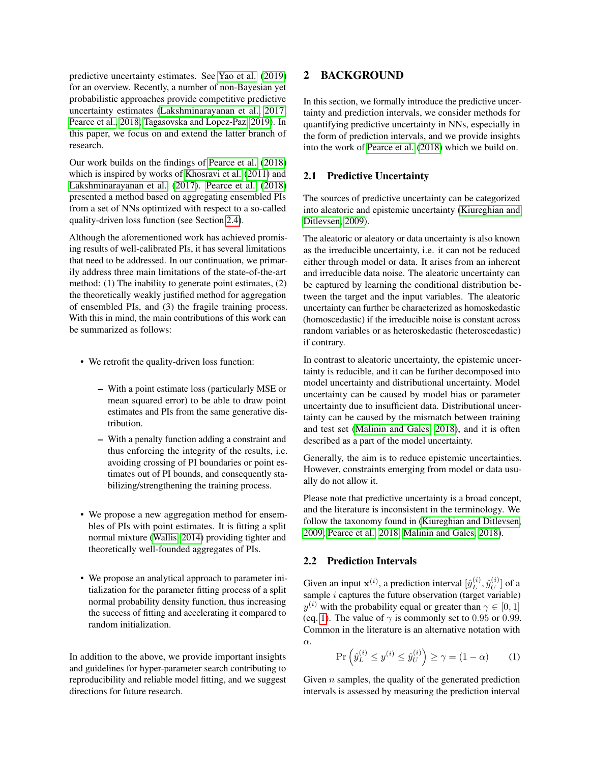predictive uncertainty estimates. See Yao et al. (2019) for an overview. Recently, a number of non-Bayesian yet probabilistic approaches provide competitive predictive uncertainty estimates (Lakshminarayanan et al., 2017; Pearce et al., 2018; Tagasovska and Lopez-Paz, 2019). In this paper, we focus on and extend the latter branch of research.

Our work builds on the findings of Pearce et al. (2018) which is inspired by works of Khosravi et al. (2011) and Lakshminarayanan et al. (2017). Pearce et al. (2018) presented a method based on aggregating ensembled PIs from a set of NNs optimized with respect to a so-called quality-driven loss function (see Section 2.4).

Although the aforementioned work has achieved promising results of well-calibrated PIs, it has several limitations that need to be addressed. In our continuation, we primarily address three main limitations of the state-of-the-art method: (1) The inability to generate point estimates, (2) the theoretically weakly justified method for aggregation of ensembled PIs, and (3) the fragile training process. With this in mind, the main contributions of this work can be summarized as follows:

- We retrofit the quality-driven loss function:
  - With a point estimate loss (particularly MSE or mean squared error) to be able to draw point estimates and PIs from the same generative distribution.
  - With a penalty function adding a constraint and thus enforcing the integrity of the results, i.e. avoiding crossing of PI boundaries or point estimates out of PI bounds, and consequently stabilizing/strengthening the training process.
- We propose a new aggregation method for ensembles of PIs with point estimates. It is fitting a split normal mixture (Wallis, 2014) providing tighter and theoretically well-founded aggregates of PIs.
- We propose an analytical approach to parameter initialization for the parameter fitting process of a split normal probability density function, thus increasing the success of fitting and accelerating it compared to random initialization.

In addition to the above, we provide important insights and guidelines for hyper-parameter search contributing to reproducibility and reliable model fitting, and we suggest directions for future research.

# 2 BACKGROUND

In this section, we formally introduce the predictive uncertainty and prediction intervals, we consider methods for quantifying predictive uncertainty in NNs, especially in the form of prediction intervals, and we provide insights into the work of Pearce et al. (2018) which we build on.

## 2.1 Predictive Uncertainty

The sources of predictive uncertainty can be categorized into aleatoric and epistemic uncertainty (Kiureghian and Ditlevsen, 2009).

The aleatoric or aleatory or data uncertainty is also known as the irreducible uncertainty, i.e. it can not be reduced either through model or data. It arises from an inherent and irreducible data noise. The aleatoric uncertainty can be captured by learning the conditional distribution between the target and the input variables. The aleatoric uncertainty can further be characterized as homoskedastic (homoscedastic) if the irreducible noise is constant across random variables or as heteroskedastic (heteroscedastic) if contrary.

In contrast to aleatoric uncertainty, the epistemic uncertainty is reducible, and it can be further decomposed into model uncertainty and distributional uncertainty. Model uncertainty can be caused by model bias or parameter uncertainty due to insufficient data. Distributional uncertainty can be caused by the mismatch between training and test set (Malinin and Gales, 2018), and it is often described as a part of the model uncertainty.

Generally, the aim is to reduce epistemic uncertainties. However, constraints emerging from model or data usually do not allow it.

Please note that predictive uncertainty is a broad concept, and the literature is inconsistent in the terminology. We follow the taxonomy found in (Kiureghian and Ditlevsen, 2009; Pearce et al., 2018; Malinin and Gales, 2018).

## 2.2 Prediction Intervals

Given an input $\mathbf{x}^{(i)}$, a prediction interval $[\hat{y}_L^{(i)}, \hat{y}_U^{(i)}]$ of a sample $i$ captures the future observation (target variable) $y^{(i)}$ with the probability equal or greater than $\gamma \in [0, 1]$ (eq. 1). The value of $\gamma$ is commonly set to 0.95 or 0.99. Common in the literature is an alternative notation with $\alpha$.

$$\Pr\left(\hat{y}_L^{(i)} \leq y^{(i)} \leq \hat{y}_U^{(i)}\right) \geq \gamma = (1 - \alpha) \tag{1}$$

Given $n$ samples, the quality of the generated prediction intervals is assessed by measuring the prediction interval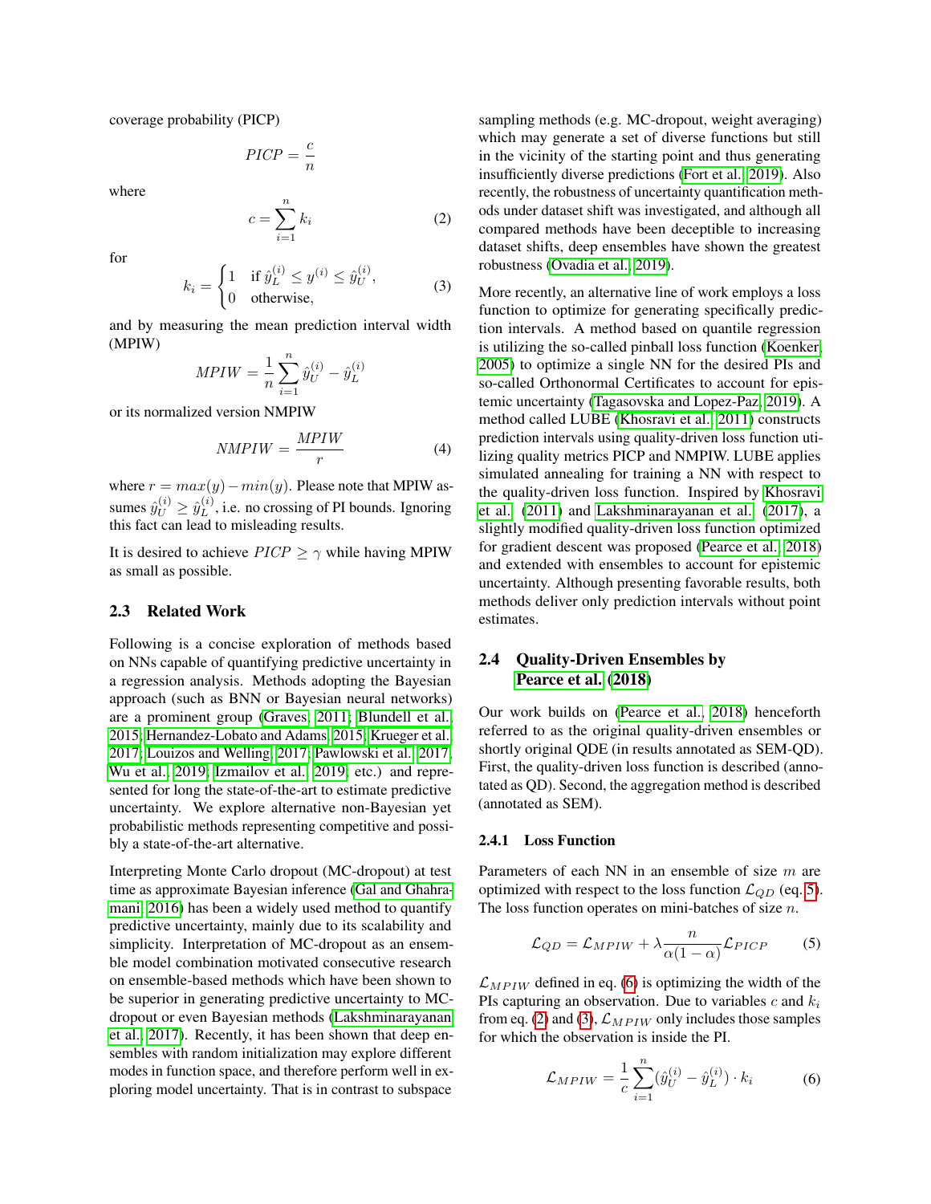coverage probability (PICP)

$$PICP = \frac{c}{n}$$

where

$$c = \sum_{i=1}^{n} k_i \tag{2}$$

for

$$k_i = \begin{cases} 1 & \text{if } \hat{y}_L^{(i)} \leq y^{(i)} \leq \hat{y}_U^{(i)}, \\ 0 & \text{otherwise}, \end{cases} \tag{3}$$

and by measuring the mean prediction interval width (MPIW)

$$MPIW = \frac{1}{n} \sum_{i=1}^{n} \hat{y}_U^{(i)} - \hat{y}_L^{(i)}$$

or its normalized version NMPIW

$$NMPIW = \frac{MPIW}{r} \tag{4}$$

where $r = max(y) - min(y)$. Please note that MPIW assumes $\hat{y}_U^{(i)} \geq \hat{y}_L^{(i)}$, i.e. no crossing of PI bounds. Ignoring this fact can lead to misleading results.

It is desired to achieve $PICP \geq \gamma$ while having MPIW as small as possible.

### 2.3 Related Work

Following is a concise exploration of methods based on NNs capable of quantifying predictive uncertainty in a regression analysis. Methods adopting the Bayesian approach (such as BNN or Bayesian neural networks) are a prominent group (Graves, 2011; Blundell et al., 2015; Hernandez-Lobato and Adams, 2015; Krueger et al., 2017; Louizos and Welling, 2017; Pawlowski et al., 2017; Wu et al., 2019; Izmailov et al., 2019; etc.) and represented for long the state-of-the-art to estimate predictive uncertainty. We explore alternative non-Bayesian yet probabilistic methods representing competitive and possibly a state-of-the-art alternative.

Interpreting Monte Carlo dropout (MC-dropout) at test time as approximate Bayesian inference (Gal and Ghahramani, 2016) has been a widely used method to quantify predictive uncertainty, mainly due to its scalability and simplicity. Interpretation of MC-dropout as an ensemble model combination motivated consecutive research on ensemble-based methods which have been shown to be superior in generating predictive uncertainty to MC-dropout or even Bayesian methods (Lakshminarayanan et al., 2017). Recently, it has been shown that deep ensembles with random initialization may explore different modes in function space, and therefore perform well in exploring model uncertainty. That is in contrast to subspace sampling methods (e.g. MC-dropout, weight averaging) which may generate a set of diverse functions but still in the vicinity of the starting point and thus generating insufficiently diverse predictions (Fort et al., 2019). Also recently, the robustness of uncertainty quantification methods under dataset shift was investigated, and although all compared methods have been deceptible to increasing dataset shifts, deep ensembles have shown the greatest robustness (Ovadia et al., 2019).

More recently, an alternative line of work employs a loss function to optimize for generating specifically prediction intervals. A method based on quantile regression is utilizing the so-called pinball loss function (Koenker, 2005) to optimize a single NN for the desired PIs and so-called Orthonormal Certificates to account for epistemic uncertainty (Tagasovska and Lopez-Paz, 2019). A method called LUBE (Khosravi et al., 2011) constructs prediction intervals using quality-driven loss function utilizing quality metrics PICP and NMPIW. LUBE applies simulated annealing for training a NN with respect to the quality-driven loss function. Inspired by Khosravi et al. (2011) and Lakshminarayanan et al. (2017), a slightly modified quality-driven loss function optimized for gradient descent was proposed (Pearce et al., 2018) and extended with ensembles to account for epistemic uncertainty. Although presenting favorable results, both methods deliver only prediction intervals without point estimates.

### 2.4 Quality-Driven Ensembles by Pearce et al. (2018)

Our work builds on (Pearce et al., 2018) henceforth referred to as the original quality-driven ensembles or shortly original QDE (in results annotated as SEM-QD). First, the quality-driven loss function is described (annotated as QD). Second, the aggregation method is described (annotated as SEM).

#### 2.4.1 Loss Function

Parameters of each NN in an ensemble of size $m$ are optimized with respect to the loss function $\mathcal{L}_{QD}$ (eq. 5). The loss function operates on mini-batches of size $n$.

$$\mathcal{L}_{QD} = \mathcal{L}_{MPIW} + \lambda \frac{n}{\alpha(1-\alpha)} \mathcal{L}_{PICP} \tag{5}$$

$\mathcal{L}_{MPIW}$ defined in eq. (6) is optimizing the width of the PIs capturing an observation. Due to variables $c$ and $k_i$ from eq. (2) and (3), $\mathcal{L}_{MPIW}$ only includes those samples for which the observation is inside the PI.

$$\mathcal{L}_{MPIW} = \frac{1}{c} \sum_{i=1}^{n} (\hat{y}_U^{(i)} - \hat{y}_L^{(i)}) \cdot k_i \tag{6}$$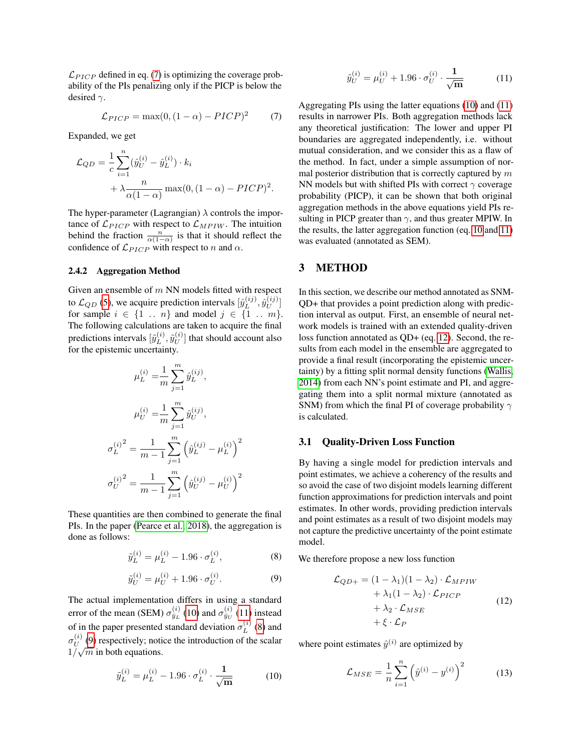$\mathcal{L}_{PICP}$ defined in eq. (7) is optimizing the coverage probability of the PIs penalizing only if the PICP is below the desired $\gamma$.

$$\mathcal{L}_{PICP} = \max(0, (1-\alpha) - PICP)^2 \tag{7}$$

Expanded, we get

$$\mathcal{L}_{QD} = \frac{1}{c}\sum_{i=1}^{n}(\hat{y}_U^{(i)} - \hat{y}_L^{(i)}) \cdot k_i + \lambda \frac{n}{\alpha(1-\alpha)} \max(0, (1-\alpha) - PICP)^2.$$

The hyper-parameter (Lagrangian) $\lambda$ controls the importance of $\mathcal{L}_{PICP}$ with respect to $\mathcal{L}_{MPIW}$. The intuition behind the fraction $\frac{n}{\alpha(1-\alpha)}$ is that it should reflect the confidence of $\mathcal{L}_{PICP}$ with respect to $n$ and $\alpha$.

### 2.4.2 Aggregation Method

Given an ensemble of $m$ NN models fitted with respect to $\mathcal{L}_{QD}$ (5), we acquire prediction intervals $[\hat{y}_L^{(ij)}, \hat{y}_U^{(ij)}]$ for sample $i \in \{1 \ .. \ n\}$ and model $j \in \{1 \ .. \ m\}$. The following calculations are taken to acquire the final predictions intervals $[\tilde{y}_L^{(i)}, \tilde{y}_U^{(i)}]$ that should account also for the epistemic uncertainty.

$$\mu_L^{(i)} = \frac{1}{m}\sum_{j=1}^{m}\hat{y}_L^{(ij)},$$

$$\mu_U^{(i)} = \frac{1}{m}\sum_{j=1}^{m}\hat{y}_U^{(ij)},$$

$${\sigma_L^{(i)}}^2 = \frac{1}{m-1}\sum_{j=1}^{m}\left(\hat{y}_L^{(ij)} - \mu_L^{(i)}\right)^2$$

$${\sigma_U^{(i)}}^2 = \frac{1}{m-1}\sum_{j=1}^{m}\left(\hat{y}_U^{(ij)} - \mu_U^{(i)}\right)^2$$

These quantities are then combined to generate the final PIs. In the paper (Pearce et al., 2018), the aggregation is done as follows:

$$\tilde{y}_L^{(i)} = \mu_L^{(i)} - 1.96 \cdot \sigma_L^{(i)}, \tag{8}$$

$$\tilde{y}_U^{(i)} = \mu_U^{(i)} + 1.96 \cdot \sigma_U^{(i)}. \tag{9}$$

The actual implementation differs in using a standard error of the mean (SEM) $\sigma_{\bar{y}_L}^{(i)}$ (10) and $\sigma_{\bar{y}_U}^{(i)}$ (11) instead of in the paper presented standard deviation $\sigma_L^{(i)}$ (8) and $\sigma_U^{(i)}$ (9) respectively; notice the introduction of the scalar $1/\sqrt{m}$ in both equations.

$$\tilde{y}_L^{(i)} = \mu_L^{(i)} - 1.96 \cdot \sigma_L^{(i)} \cdot \frac{\mathbf{1}}{\sqrt{\mathbf{m}}} \tag{10}$$

$$\tilde{y}_U^{(i)} = \mu_U^{(i)} + 1.96 \cdot \sigma_U^{(i)} \cdot \frac{\mathbf{1}}{\sqrt{\mathbf{m}}} \tag{11}$$

Aggregating PIs using the latter equations (10) and (11) results in narrower PIs. Both aggregation methods lack any theoretical justification: The lower and upper PI boundaries are aggregated independently, i.e. without mutual consideration, and we consider this as a flaw of the method. In fact, under a simple assumption of normal posterior distribution that is correctly captured by $m$ NN models but with shifted PIs with correct $\gamma$ coverage probability (PICP), it can be shown that both original aggregation methods in the above equations yield PIs resulting in PICP greater than $\gamma$, and thus greater MPIW. In the results, the latter aggregation function (eq. 10 and 11) was evaluated (annotated as SEM).

## 3 METHOD

In this section, we describe our method annotated as SNM-QD+ that provides a point prediction along with prediction interval as output. First, an ensemble of neural network models is trained with an extended quality-driven loss function annotated as QD+ (eq. 12). Second, the results from each model in the ensemble are aggregated to provide a final result (incorporating the epistemic uncertainty) by a fitting split normal density functions (Wallis, 2014) from each NN's point estimate and PI, and aggregating them into a split normal mixture (annotated as SNM) from which the final PI of coverage probability $\gamma$ is calculated.

### 3.1 Quality-Driven Loss Function

By having a single model for prediction intervals and point estimates, we achieve a coherency of the results and so avoid the case of two disjoint models learning different function approximations for prediction intervals and point estimates. In other words, providing prediction intervals and point estimates as a result of two disjoint models may not capture the predictive uncertainty of the point estimate model.

We therefore propose a new loss function

$$\begin{aligned}\mathcal{L}_{QD+} = &(1-\lambda_1)(1-\lambda_2) \cdot \mathcal{L}_{MPIW} \\ &+ \lambda_1(1-\lambda_2) \cdot \mathcal{L}_{PICP} \\ &+ \lambda_2 \cdot \mathcal{L}_{MSE} \\ &+ \xi \cdot \mathcal{L}_{P}\end{aligned} \tag{12}$$

where point estimates $\hat{y}^{(i)}$ are optimized by

$$\mathcal{L}_{MSE} = \frac{1}{n}\sum_{i=1}^{n}\left(\hat{y}^{(i)} - y^{(i)}\right)^2 \tag{13}$$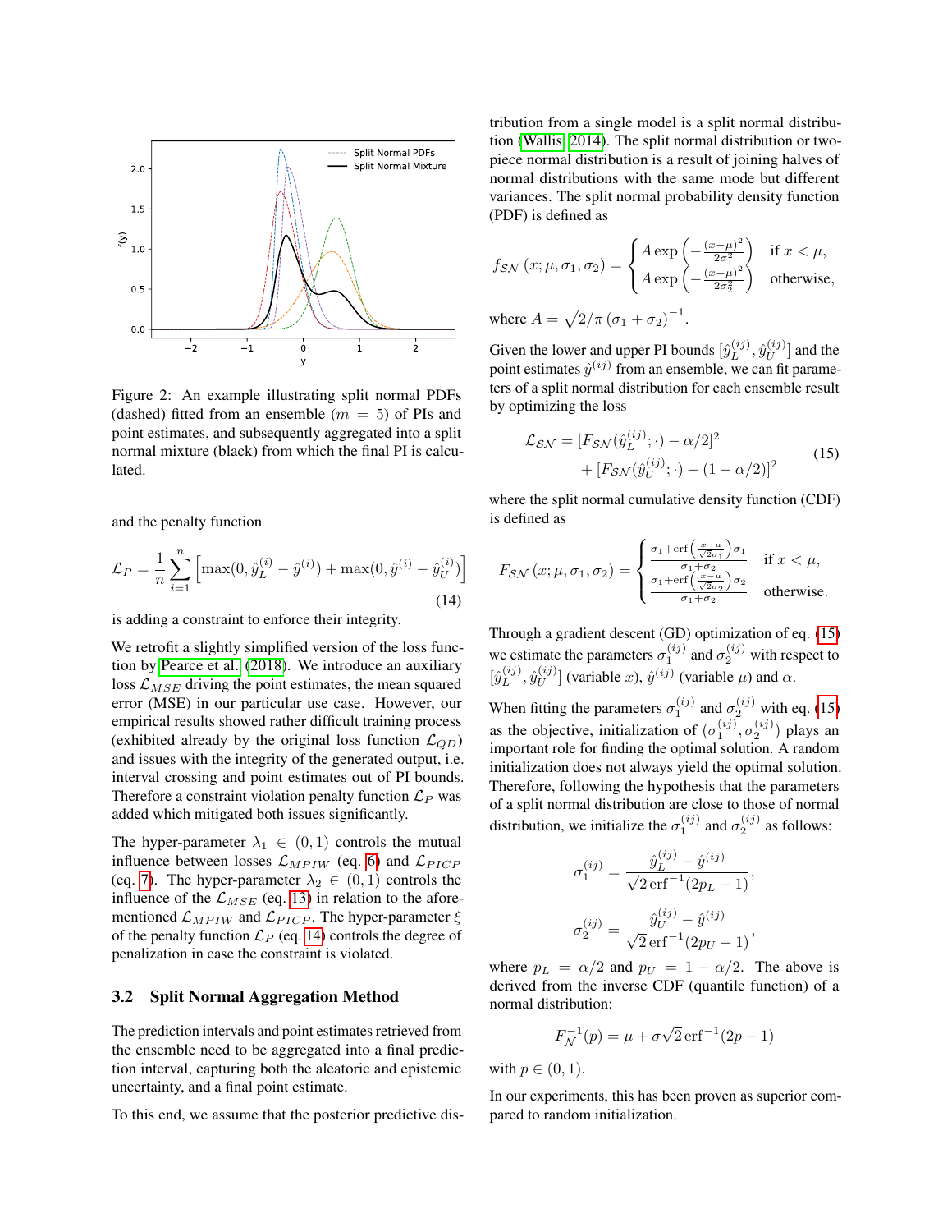Figure 2: An example illustrating split normal PDFs (dashed) fitted from an ensemble ($m = 5$) of PIs and point estimates, and subsequently aggregated into a split normal mixture (black) from which the final PI is calculated.

and the penalty function

$$\mathcal{L}_P = \frac{1}{n}\sum_{i=1}^{n}\left[\max(0, \hat{y}_L^{(i)} - \hat{y}^{(i)}) + \max(0, \hat{y}^{(i)} - \hat{y}_U^{(i)})\right] \tag{14}$$

is adding a constraint to enforce their integrity.

We retrofit a slightly simplified version of the loss function by Pearce et al. (2018). We introduce an auxiliary loss $\mathcal{L}_{MSE}$ driving the point estimates, the mean squared error (MSE) in our particular use case. However, our empirical results showed rather difficult training process (exhibited already by the original loss function $\mathcal{L}_{QD}$) and issues with the integrity of the generated output, i.e. interval crossing and point estimates out of PI bounds. Therefore a constraint violation penalty function $\mathcal{L}_P$ was added which mitigated both issues significantly.

The hyper-parameter $\lambda_1 \in (0, 1)$ controls the mutual influence between losses $\mathcal{L}_{MPIW}$ (eq. 6) and $\mathcal{L}_{PICP}$ (eq. 7). The hyper-parameter $\lambda_2 \in (0, 1)$ controls the influence of the $\mathcal{L}_{MSE}$ (eq. 13) in relation to the aforementioned $\mathcal{L}_{MPIW}$ and $\mathcal{L}_{PICP}$. The hyper-parameter $\xi$ of the penalty function $\mathcal{L}_P$ (eq. 14) controls the degree of penalization in case the constraint is violated.

### 3.2 Split Normal Aggregation Method

The prediction intervals and point estimates retrieved from the ensemble need to be aggregated into a final prediction interval, capturing both the aleatoric and epistemic uncertainty, and a final point estimate.

To this end, we assume that the posterior predictive distribution from a single model is a split normal distribution (Wallis, 2014). The split normal distribution or two-piece normal distribution is a result of joining halves of normal distributions with the same mode but different variances. The split normal probability density function (PDF) is defined as

$$f_{\mathcal{SN}}(x; \mu, \sigma_1, \sigma_2) = \begin{cases} A \exp\left(-\frac{(x-\mu)^2}{2\sigma_1^2}\right) & \text{if } x < \mu, \\ A \exp\left(-\frac{(x-\mu)^2}{2\sigma_2^2}\right) & \text{otherwise,} \end{cases}$$

where $A = \sqrt{2/\pi}\,(\sigma_1 + \sigma_2)^{-1}$.

Given the lower and upper PI bounds $[\hat{y}_L^{(ij)}, \hat{y}_U^{(ij)}]$ and the point estimates $\hat{y}^{(ij)}$ from an ensemble, we can fit parameters of a split normal distribution for each ensemble result by optimizing the loss

$$\begin{aligned}\mathcal{L}_{\mathcal{SN}} = {} & [F_{\mathcal{SN}}(\hat{y}_L^{(ij)}; \cdot) - \alpha/2]^2 \\ & + [F_{\mathcal{SN}}(\hat{y}_U^{(ij)}; \cdot) - (1 - \alpha/2)]^2\end{aligned} \tag{15}$$

where the split normal cumulative density function (CDF) is defined as

$$F_{\mathcal{SN}}(x; \mu, \sigma_1, \sigma_2) = \begin{cases} \frac{\sigma_1 + \operatorname{erf}\left(\frac{x-\mu}{\sqrt{2}\sigma_1}\right)\sigma_1}{\sigma_1 + \sigma_2} & \text{if } x < \mu, \\ \frac{\sigma_1 + \operatorname{erf}\left(\frac{x-\mu}{\sqrt{2}\sigma_2}\right)\sigma_2}{\sigma_1 + \sigma_2} & \text{otherwise.} \end{cases}$$

Through a gradient descent (GD) optimization of eq. (15) we estimate the parameters $\sigma_1^{(ij)}$ and $\sigma_2^{(ij)}$ with respect to $[\hat{y}_L^{(ij)}, \hat{y}_U^{(ij)}]$ (variable $x$), $\hat{y}^{(ij)}$ (variable $\mu$) and $\alpha$.

When fitting the parameters $\sigma_1^{(ij)}$ and $\sigma_2^{(ij)}$ with eq. (15) as the objective, initialization of $(\sigma_1^{(ij)}, \sigma_2^{(ij)})$ plays an important role for finding the optimal solution. A random initialization does not always yield the optimal solution. Therefore, following the hypothesis that the parameters of a split normal distribution are close to those of normal distribution, we initialize the $\sigma_1^{(ij)}$ and $\sigma_2^{(ij)}$ as follows:

$$\sigma_1^{(ij)} = \frac{\hat{y}_L^{(ij)} - \hat{y}^{(ij)}}{\sqrt{2}\operatorname{erf}^{-1}(2p_L - 1)},$$

$$\sigma_2^{(ij)} = \frac{\hat{y}_U^{(ij)} - \hat{y}^{(ij)}}{\sqrt{2}\operatorname{erf}^{-1}(2p_U - 1)},$$

where $p_L = \alpha/2$ and $p_U = 1 - \alpha/2$. The above is derived from the inverse CDF (quantile function) of a normal distribution:

$$F_{\mathcal{N}}^{-1}(p) = \mu + \sigma\sqrt{2}\operatorname{erf}^{-1}(2p - 1)$$

with $p \in (0, 1)$.

In our experiments, this has been proven as superior compared to random initialization.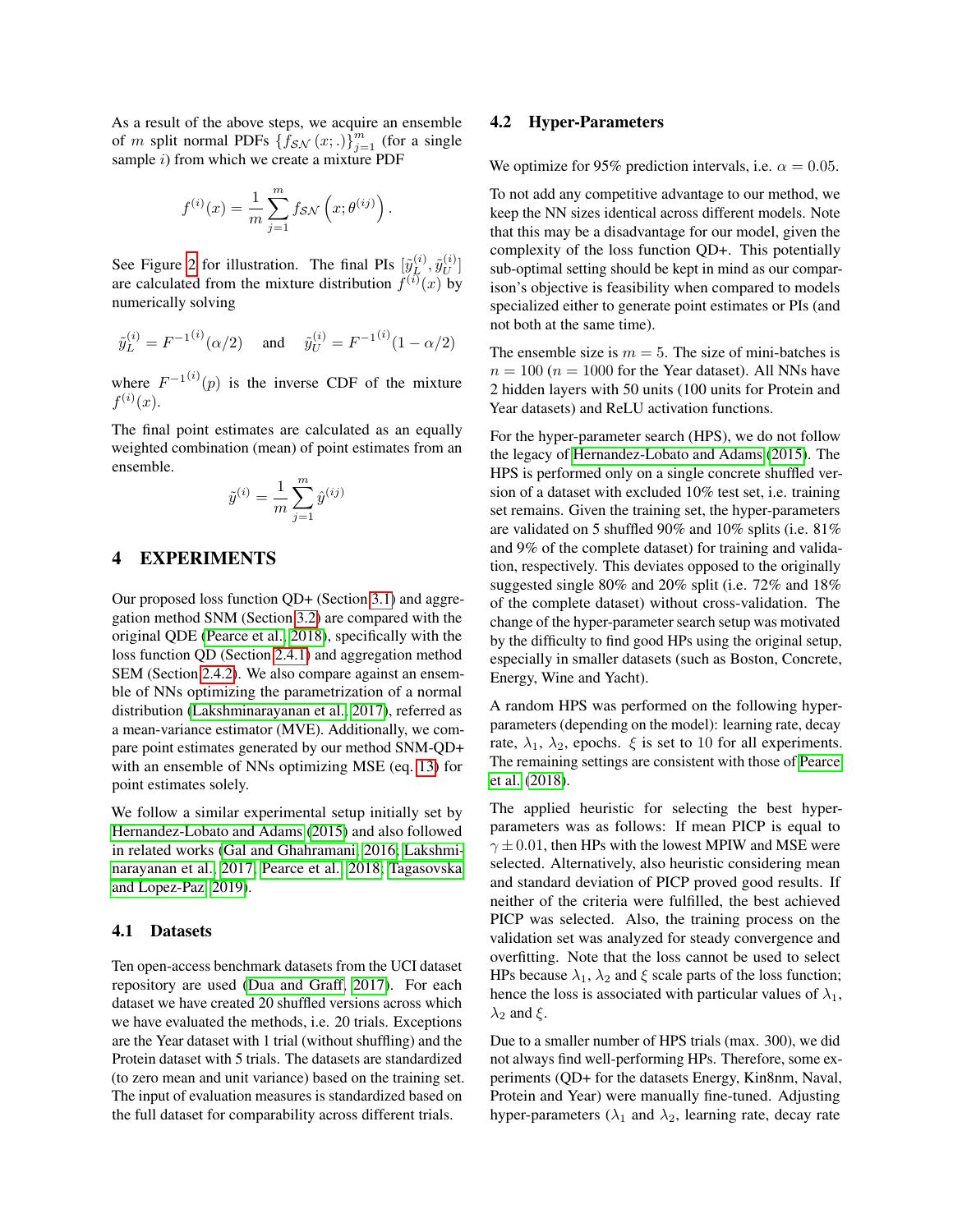As a result of the above steps, we acquire an ensemble of $m$ split normal PDFs $\{f_{\mathcal{SN}}(x;.)\}_{j=1}^{m}$ (for a single sample $i$) from which we create a mixture PDF

$$f^{(i)}(x) = \frac{1}{m} \sum_{j=1}^{m} f_{\mathcal{SN}}\left(x; \theta^{(ij)}\right).$$

See Figure 2 for illustration. The final PIs $[\tilde{y}_L^{(i)}, \tilde{y}_U^{(i)}]$ are calculated from the mixture distribution $f^{(i)}(x)$ by numerically solving

$$\tilde{y}_L^{(i)} = F^{-1^{(i)}}(\alpha/2) \quad \text{and} \quad \tilde{y}_U^{(i)} = F^{-1^{(i)}}(1 - \alpha/2)$$

where $F^{-1^{(i)}}(p)$ is the inverse CDF of the mixture $f^{(i)}(x)$.

The final point estimates are calculated as an equally weighted combination (mean) of point estimates from an ensemble.

$$\tilde{y}^{(i)} = \frac{1}{m} \sum_{j=1}^{m} \hat{y}^{(ij)}$$

# 4 EXPERIMENTS

Our proposed loss function QD+ (Section 3.1) and aggregation method SNM (Section 3.2) are compared with the original QDE (Pearce et al., 2018), specifically with the loss function QD (Section 2.4.1) and aggregation method SEM (Section 2.4.2). We also compare against an ensemble of NNs optimizing the parametrization of a normal distribution (Lakshminarayanan et al., 2017), referred as a mean-variance estimator (MVE). Additionally, we compare point estimates generated by our method SNM-QD+ with an ensemble of NNs optimizing MSE (eq. 13) for point estimates solely.

We follow a similar experimental setup initially set by Hernandez-Lobato and Adams (2015) and also followed in related works (Gal and Ghahramani, 2016; Lakshminarayanan et al., 2017; Pearce et al., 2018; Tagasovska and Lopez-Paz, 2019).

## 4.1 Datasets

Ten open-access benchmark datasets from the UCI dataset repository are used (Dua and Graff, 2017). For each dataset we have created 20 shuffled versions across which we have evaluated the methods, i.e. 20 trials. Exceptions are the Year dataset with 1 trial (without shuffling) and the Protein dataset with 5 trials. The datasets are standardized (to zero mean and unit variance) based on the training set. The input of evaluation measures is standardized based on the full dataset for comparability across different trials.

## 4.2 Hyper-Parameters

We optimize for 95% prediction intervals, i.e. $\alpha = 0.05$.

To not add any competitive advantage to our method, we keep the NN sizes identical across different models. Note that this may be a disadvantage for our model, given the complexity of the loss function QD+. This potentially sub-optimal setting should be kept in mind as our comparison's objective is feasibility when compared to models specialized either to generate point estimates or PIs (and not both at the same time).

The ensemble size is $m = 5$. The size of mini-batches is $n = 100$ ($n = 1000$ for the Year dataset). All NNs have 2 hidden layers with 50 units (100 units for Protein and Year datasets) and ReLU activation functions.

For the hyper-parameter search (HPS), we do not follow the legacy of Hernandez-Lobato and Adams (2015). The HPS is performed only on a single concrete shuffled version of a dataset with excluded 10% test set, i.e. training set remains. Given the training set, the hyper-parameters are validated on 5 shuffled 90% and 10% splits (i.e. 81% and 9% of the complete dataset) for training and validation, respectively. This deviates opposed to the originally suggested single 80% and 20% split (i.e. 72% and 18% of the complete dataset) without cross-validation. The change of the hyper-parameter search setup was motivated by the difficulty to find good HPs using the original setup, especially in smaller datasets (such as Boston, Concrete, Energy, Wine and Yacht).

A random HPS was performed on the following hyper-parameters (depending on the model): learning rate, decay rate, $\lambda_1$, $\lambda_2$, epochs. $\xi$ is set to 10 for all experiments. The remaining settings are consistent with those of Pearce et al. (2018).

The applied heuristic for selecting the best hyper-parameters was as follows: If mean PICP is equal to $\gamma \pm 0.01$, then HPs with the lowest MPIW and MSE were selected. Alternatively, also heuristic considering mean and standard deviation of PICP proved good results. If neither of the criteria were fulfilled, the best achieved PICP was selected. Also, the training process on the validation set was analyzed for steady convergence and overfitting. Note that the loss cannot be used to select HPs because $\lambda_1$, $\lambda_2$ and $\xi$ scale parts of the loss function; hence the loss is associated with particular values of $\lambda_1$, $\lambda_2$ and $\xi$.

Due to a smaller number of HPS trials (max. 300), we did not always find well-performing HPs. Therefore, some experiments (QD+ for the datasets Energy, Kin8nm, Naval, Protein and Year) were manually fine-tuned. Adjusting hyper-parameters ($\lambda_1$ and $\lambda_2$, learning rate, decay rate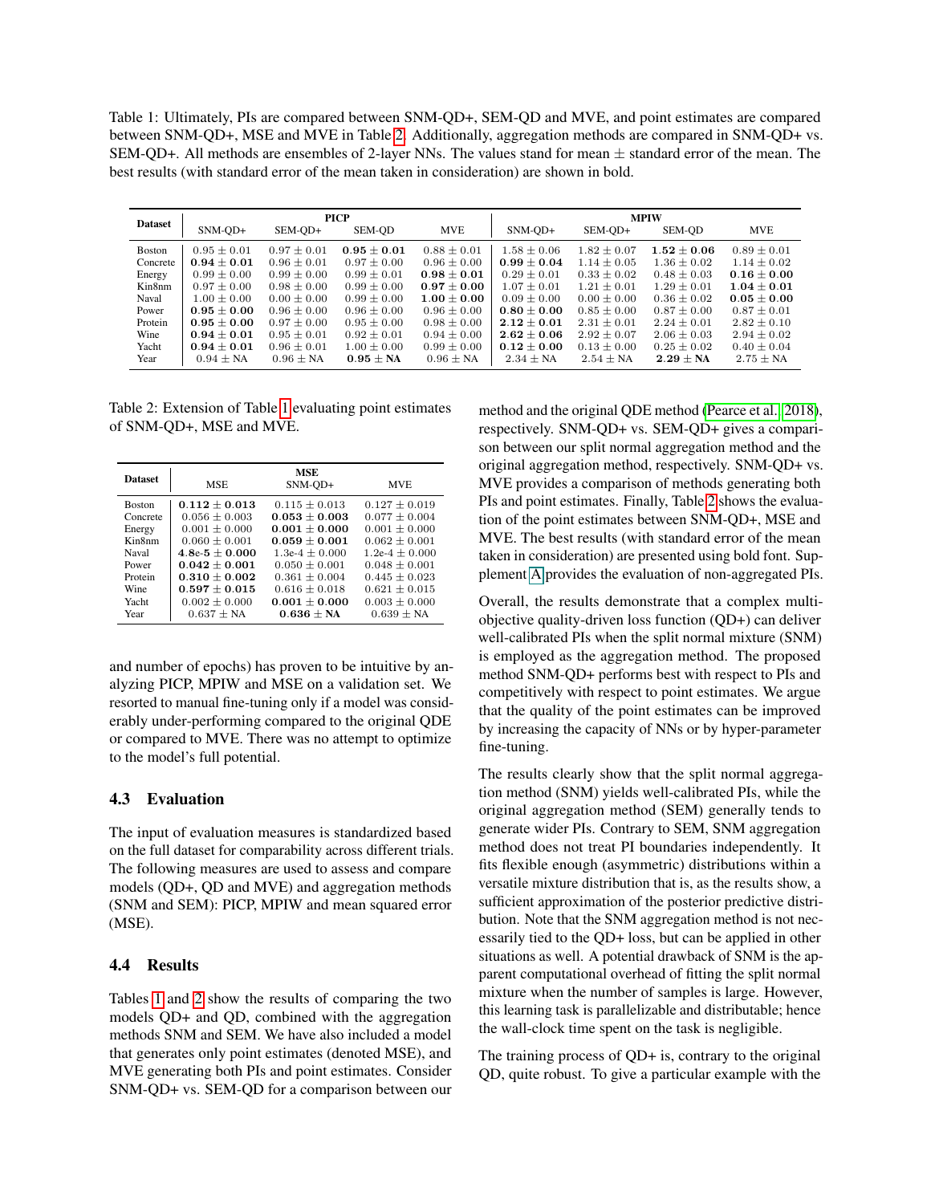Table 1: Ultimately, PIs are compared between SNM-QD+, SEM-QD and MVE, and point estimates are compared between SNM-QD+, MSE and MVE in Table 2. Additionally, aggregation methods are compared in SNM-QD+ vs. SEM-QD+. All methods are ensembles of 2-layer NNs. The values stand for mean ± standard error of the mean. The best results (with standard error of the mean taken in consideration) are shown in bold.

| Dataset | PICP | | | | MPIW | | | |
|---|---|---|---|---|---|---|---|---|
| | SNM-QD+ | SEM-QD+ | SEM-QD | MVE | SNM-QD+ | SEM-QD+ | SEM-QD | MVE |
| Boston | $0.95 \pm 0.01$ | $0.97 \pm 0.01$ | $\mathbf{0.95 \pm 0.01}$ | $0.88 \pm 0.01$ | $1.58 \pm 0.06$ | $1.82 \pm 0.07$ | $\mathbf{1.52 \pm 0.06}$ | $0.89 \pm 0.01$ |
| Concrete | $\mathbf{0.94 \pm 0.01}$ | $0.96 \pm 0.01$ | $0.97 \pm 0.00$ | $0.96 \pm 0.00$ | $\mathbf{0.99 \pm 0.04}$ | $1.14 \pm 0.05$ | $1.36 \pm 0.02$ | $1.14 \pm 0.02$ |
| Energy | $0.99 \pm 0.00$ | $0.99 \pm 0.00$ | $0.99 \pm 0.01$ | $\mathbf{0.98 \pm 0.01}$ | $0.29 \pm 0.01$ | $0.33 \pm 0.02$ | $0.48 \pm 0.03$ | $\mathbf{0.16 \pm 0.00}$ |
| Kin8nm | $0.97 \pm 0.00$ | $0.98 \pm 0.00$ | $0.99 \pm 0.00$ | $\mathbf{0.97 \pm 0.00}$ | $1.07 \pm 0.01$ | $1.21 \pm 0.01$ | $1.29 \pm 0.01$ | $\mathbf{1.04 \pm 0.01}$ |
| Naval | $1.00 \pm 0.00$ | $0.00 \pm 0.00$ | $0.99 \pm 0.00$ | $\mathbf{1.00 \pm 0.00}$ | $0.09 \pm 0.00$ | $0.00 \pm 0.00$ | $0.36 \pm 0.02$ | $\mathbf{0.05 \pm 0.00}$ |
| Power | $\mathbf{0.95 \pm 0.00}$ | $0.96 \pm 0.00$ | $0.96 \pm 0.00$ | $0.96 \pm 0.00$ | $\mathbf{0.80 \pm 0.00}$ | $0.85 \pm 0.00$ | $0.87 \pm 0.00$ | $0.87 \pm 0.01$ |
| Protein | $\mathbf{0.95 \pm 0.00}$ | $0.97 \pm 0.00$ | $0.95 \pm 0.00$ | $0.98 \pm 0.00$ | $2.12 \pm 0.01$ | $2.31 \pm 0.01$ | $2.24 \pm 0.01$ | $2.82 \pm 0.10$ |
| Wine | $\mathbf{0.94 \pm 0.01}$ | $0.95 \pm 0.01$ | $0.92 \pm 0.01$ | $0.94 \pm 0.00$ | $\mathbf{2.62 \pm 0.06}$ | $2.92 \pm 0.07$ | $2.06 \pm 0.03$ | $2.94 \pm 0.02$ |
| Yacht | $\mathbf{0.94 \pm 0.01}$ | $0.96 \pm 0.01$ | $1.00 \pm 0.00$ | $0.99 \pm 0.00$ | $\mathbf{0.12 \pm 0.00}$ | $0.13 \pm 0.00$ | $0.25 \pm 0.02$ | $0.40 \pm 0.04$ |
| Year | $0.94 \pm$ NA | $0.96 \pm$ NA | $\mathbf{0.95 \pm}$ **NA** | $0.96 \pm$ NA | $2.34 \pm$ NA | $2.54 \pm$ NA | $\mathbf{2.29 \pm}$ **NA** | $2.75 \pm$ NA |

Table 2: Extension of Table 1 evaluating point estimates of SNM-QD+, MSE and MVE.

| Dataset | MSE | | |
|---|---|---|---|
| | MSE | SNM-QD+ | MVE |
| Boston | $\mathbf{0.112 \pm 0.013}$ | $0.115 \pm 0.013$ | $0.127 \pm 0.019$ |
| Concrete | $0.056 \pm 0.003$ | $\mathbf{0.053 \pm 0.003}$ | $0.077 \pm 0.004$ |
| Energy | $0.001 \pm 0.000$ | $\mathbf{0.001 \pm 0.000}$ | $0.001 \pm 0.000$ |
| Kin8nm | $0.060 \pm 0.001$ | $\mathbf{0.059 \pm 0.001}$ | $0.062 \pm 0.001$ |
| Naval | **4.8e-5** $\mathbf{\pm 0.000}$ | 1.3e-4 $\pm 0.000$ | 1.2e-4 $\pm 0.000$ |
| Power | $\mathbf{0.042 \pm 0.001}$ | $0.050 \pm 0.001$ | $0.048 \pm 0.001$ |
| Protein | $\mathbf{0.310 \pm 0.002}$ | $0.361 \pm 0.004$ | $0.445 \pm 0.023$ |
| Wine | $\mathbf{0.597 \pm 0.015}$ | $0.616 \pm 0.018$ | $0.621 \pm 0.015$ |
| Yacht | $0.002 \pm 0.000$ | $\mathbf{0.001 \pm 0.000}$ | $0.003 \pm 0.000$ |
| Year | $0.637 \pm$ NA | $\mathbf{0.636 \pm}$ **NA** | $0.639 \pm$ NA |

and number of epochs) has proven to be intuitive by analyzing PICP, MPIW and MSE on a validation set. We resorted to manual fine-tuning only if a model was considerably under-performing compared to the original QDE or compared to MVE. There was no attempt to optimize to the model's full potential.

### 4.3 Evaluation

The input of evaluation measures is standardized based on the full dataset for comparability across different trials. The following measures are used to assess and compare models (QD+, QD and MVE) and aggregation methods (SNM and SEM): PICP, MPIW and mean squared error (MSE).

### 4.4 Results

Tables 1 and 2 show the results of comparing the two models QD+ and QD, combined with the aggregation methods SNM and SEM. We have also included a model that generates only point estimates (denoted MSE), and MVE generating both PIs and point estimates. Consider SNM-QD+ vs. SEM-QD for a comparison between our method and the original QDE method (Pearce et al., 2018), respectively. SNM-QD+ vs. SEM-QD+ gives a comparison between our split normal aggregation method and the original aggregation method, respectively. SNM-QD+ vs. MVE provides a comparison of methods generating both PIs and point estimates. Finally, Table 2 shows the evaluation of the point estimates between SNM-QD+, MSE and MVE. The best results (with standard error of the mean taken in consideration) are presented using bold font. Supplement A provides the evaluation of non-aggregated PIs.

Overall, the results demonstrate that a complex multi-objective quality-driven loss function (QD+) can deliver well-calibrated PIs when the split normal mixture (SNM) is employed as the aggregation method. The proposed method SNM-QD+ performs best with respect to PIs and competitively with respect to point estimates. We argue that the quality of the point estimates can be improved by increasing the capacity of NNs or by hyper-parameter fine-tuning.

The results clearly show that the split normal aggregation method (SNM) yields well-calibrated PIs, while the original aggregation method (SEM) generally tends to generate wider PIs. Contrary to SEM, SNM aggregation method does not treat PI boundaries independently. It fits flexible enough (asymmetric) distributions within a versatile mixture distribution that is, as the results show, a sufficient approximation of the posterior predictive distribution. Note that the SNM aggregation method is not necessarily tied to the QD+ loss, but can be applied in other situations as well. A potential drawback of SNM is the apparent computational overhead of fitting the split normal mixture when the number of samples is large. However, this learning task is parallelizable and distributable; hence the wall-clock time spent on the task is negligible.

The training process of QD+ is, contrary to the original QD, quite robust. To give a particular example with the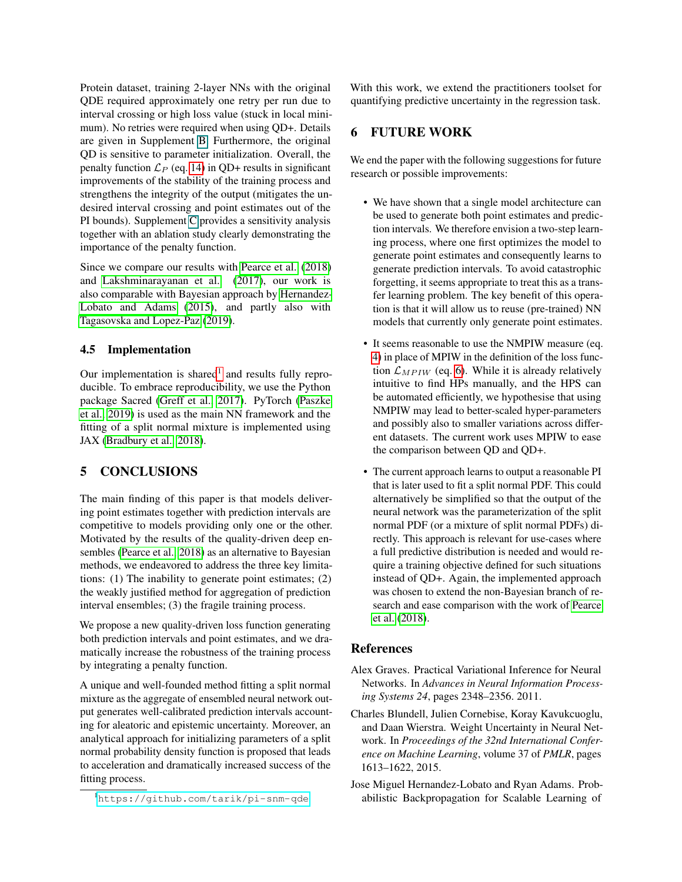Protein dataset, training 2-layer NNs with the original QDE required approximately one retry per run due to interval crossing or high loss value (stuck in local minimum). No retries were required when using QD+. Details are given in Supplement B. Furthermore, the original QD is sensitive to parameter initialization. Overall, the penalty function $\mathcal{L}_P$ (eq. 14) in QD+ results in significant improvements of the stability of the training process and strengthens the integrity of the output (mitigates the undesired interval crossing and point estimates out of the PI bounds). Supplement C provides a sensitivity analysis together with an ablation study clearly demonstrating the importance of the penalty function.

Since we compare our results with Pearce et al. (2018) and Lakshminarayanan et al. (2017), our work is also comparable with Bayesian approach by Hernandez-Lobato and Adams (2015), and partly also with Tagasovska and Lopez-Paz (2019).

### 4.5 Implementation

Our implementation is shared[1] and results fully reproducible. To embrace reproducibility, we use the Python package Sacred (Greff et al., 2017). PyTorch (Paszke et al., 2019) is used as the main NN framework and the fitting of a split normal mixture is implemented using JAX (Bradbury et al., 2018).

## 5 CONCLUSIONS

The main finding of this paper is that models delivering point estimates together with prediction intervals are competitive to models providing only one or the other. Motivated by the results of the quality-driven deep ensembles (Pearce et al., 2018) as an alternative to Bayesian methods, we endeavored to address the three key limitations: (1) The inability to generate point estimates; (2) the weakly justified method for aggregation of prediction interval ensembles; (3) the fragile training process.

We propose a new quality-driven loss function generating both prediction intervals and point estimates, and we dramatically increase the robustness of the training process by integrating a penalty function.

A unique and well-founded method fitting a split normal mixture as the aggregate of ensembled neural network output generates well-calibrated prediction intervals accounting for aleatoric and epistemic uncertainty. Moreover, an analytical approach for initializing parameters of a split normal probability density function is proposed that leads to acceleration and dramatically increased success of the fitting process.

[1] https://github.com/tarik/pi-snm-qde

With this work, we extend the practitioners toolset for quantifying predictive uncertainty in the regression task.

## 6 FUTURE WORK

We end the paper with the following suggestions for future research or possible improvements:

- We have shown that a single model architecture can be used to generate both point estimates and prediction intervals. We therefore envision a two-step learning process, where one first optimizes the model to generate point estimates and consequently learns to generate prediction intervals. To avoid catastrophic forgetting, it seems appropriate to treat this as a transfer learning problem. The key benefit of this operation is that it will allow us to reuse (pre-trained) NN models that currently only generate point estimates.
- It seems reasonable to use the NMPIW measure (eq. 4) in place of MPIW in the definition of the loss function $\mathcal{L}_{MPIW}$ (eq. 6). While it is already relatively intuitive to find HPs manually, and the HPS can be automated efficiently, we hypothesise that using NMPIW may lead to better-scaled hyper-parameters and possibly also to smaller variations across different datasets. The current work uses MPIW to ease the comparison between QD and QD+.
- The current approach learns to output a reasonable PI that is later used to fit a split normal PDF. This could alternatively be simplified so that the output of the neural network was the parameterization of the split normal PDF (or a mixture of split normal PDFs) directly. This approach is relevant for use-cases where a full predictive distribution is needed and would require a training objective defined for such situations instead of QD+. Again, the implemented approach was chosen to extend the non-Bayesian branch of research and ease comparison with the work of Pearce et al. (2018).

## References

Alex Graves. Practical Variational Inference for Neural Networks. In *Advances in Neural Information Processing Systems 24*, pages 2348–2356. 2011.

Charles Blundell, Julien Cornebise, Koray Kavukcuoglu, and Daan Wierstra. Weight Uncertainty in Neural Network. In *Proceedings of the 32nd International Conference on Machine Learning*, volume 37 of *PMLR*, pages 1613–1622, 2015.

Jose Miguel Hernandez-Lobato and Ryan Adams. Probabilistic Backpropagation for Scalable Learning of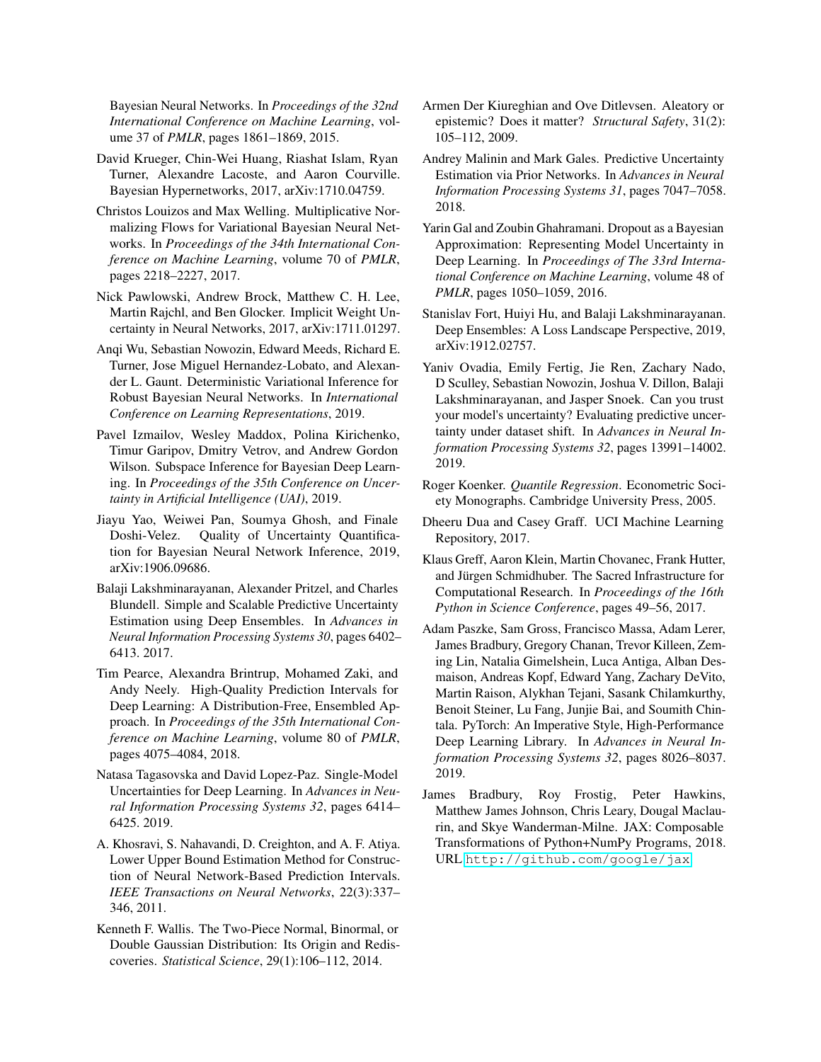Bayesian Neural Networks. In *Proceedings of the 32nd International Conference on Machine Learning*, volume 37 of *PMLR*, pages 1861–1869, 2015.

David Krueger, Chin-Wei Huang, Riashat Islam, Ryan Turner, Alexandre Lacoste, and Aaron Courville. Bayesian Hypernetworks, 2017, arXiv:1710.04759.

Christos Louizos and Max Welling. Multiplicative Normalizing Flows for Variational Bayesian Neural Networks. In *Proceedings of the 34th International Conference on Machine Learning*, volume 70 of *PMLR*, pages 2218–2227, 2017.

Nick Pawlowski, Andrew Brock, Matthew C. H. Lee, Martin Rajchl, and Ben Glocker. Implicit Weight Uncertainty in Neural Networks, 2017, arXiv:1711.01297.

Anqi Wu, Sebastian Nowozin, Edward Meeds, Richard E. Turner, Jose Miguel Hernandez-Lobato, and Alexander L. Gaunt. Deterministic Variational Inference for Robust Bayesian Neural Networks. In *International Conference on Learning Representations*, 2019.

Pavel Izmailov, Wesley Maddox, Polina Kirichenko, Timur Garipov, Dmitry Vetrov, and Andrew Gordon Wilson. Subspace Inference for Bayesian Deep Learning. In *Proceedings of the 35th Conference on Uncertainty in Artificial Intelligence (UAI)*, 2019.

Jiayu Yao, Weiwei Pan, Soumya Ghosh, and Finale Doshi-Velez. Quality of Uncertainty Quantification for Bayesian Neural Network Inference, 2019, arXiv:1906.09686.

Balaji Lakshminarayanan, Alexander Pritzel, and Charles Blundell. Simple and Scalable Predictive Uncertainty Estimation using Deep Ensembles. In *Advances in Neural Information Processing Systems 30*, pages 6402–6413. 2017.

Tim Pearce, Alexandra Brintrup, Mohamed Zaki, and Andy Neely. High-Quality Prediction Intervals for Deep Learning: A Distribution-Free, Ensembled Approach. In *Proceedings of the 35th International Conference on Machine Learning*, volume 80 of *PMLR*, pages 4075–4084, 2018.

Natasa Tagasovska and David Lopez-Paz. Single-Model Uncertainties for Deep Learning. In *Advances in Neural Information Processing Systems 32*, pages 6414–6425. 2019.

A. Khosravi, S. Nahavandi, D. Creighton, and A. F. Atiya. Lower Upper Bound Estimation Method for Construction of Neural Network-Based Prediction Intervals. *IEEE Transactions on Neural Networks*, 22(3):337–346, 2011.

Kenneth F. Wallis. The Two-Piece Normal, Binormal, or Double Gaussian Distribution: Its Origin and Rediscoveries. *Statistical Science*, 29(1):106–112, 2014.

Armen Der Kiureghian and Ove Ditlevsen. Aleatory or epistemic? Does it matter? *Structural Safety*, 31(2): 105–112, 2009.

Andrey Malinin and Mark Gales. Predictive Uncertainty Estimation via Prior Networks. In *Advances in Neural Information Processing Systems 31*, pages 7047–7058. 2018.

Yarin Gal and Zoubin Ghahramani. Dropout as a Bayesian Approximation: Representing Model Uncertainty in Deep Learning. In *Proceedings of The 33rd International Conference on Machine Learning*, volume 48 of *PMLR*, pages 1050–1059, 2016.

Stanislav Fort, Huiyi Hu, and Balaji Lakshminarayanan. Deep Ensembles: A Loss Landscape Perspective, 2019, arXiv:1912.02757.

Yaniv Ovadia, Emily Fertig, Jie Ren, Zachary Nado, D Sculley, Sebastian Nowozin, Joshua V. Dillon, Balaji Lakshminarayanan, and Jasper Snoek. Can you trust your model's uncertainty? Evaluating predictive uncertainty under dataset shift. In *Advances in Neural Information Processing Systems 32*, pages 13991–14002. 2019.

Roger Koenker. *Quantile Regression*. Econometric Society Monographs. Cambridge University Press, 2005.

Dheeru Dua and Casey Graff. UCI Machine Learning Repository, 2017.

Klaus Greff, Aaron Klein, Martin Chovanec, Frank Hutter, and Jürgen Schmidhuber. The Sacred Infrastructure for Computational Research. In *Proceedings of the 16th Python in Science Conference*, pages 49–56, 2017.

Adam Paszke, Sam Gross, Francisco Massa, Adam Lerer, James Bradbury, Gregory Chanan, Trevor Killeen, Zeming Lin, Natalia Gimelshein, Luca Antiga, Alban Desmaison, Andreas Kopf, Edward Yang, Zachary DeVito, Martin Raison, Alykhan Tejani, Sasank Chilamkurthy, Benoit Steiner, Lu Fang, Junjie Bai, and Soumith Chintala. PyTorch: An Imperative Style, High-Performance Deep Learning Library. In *Advances in Neural Information Processing Systems 32*, pages 8026–8037. 2019.

James Bradbury, Roy Frostig, Peter Hawkins, Matthew James Johnson, Chris Leary, Dougal Maclaurin, and Skye Wanderman-Milne. JAX: Composable Transformations of Python+NumPy Programs, 2018. URL http://github.com/google/jax.